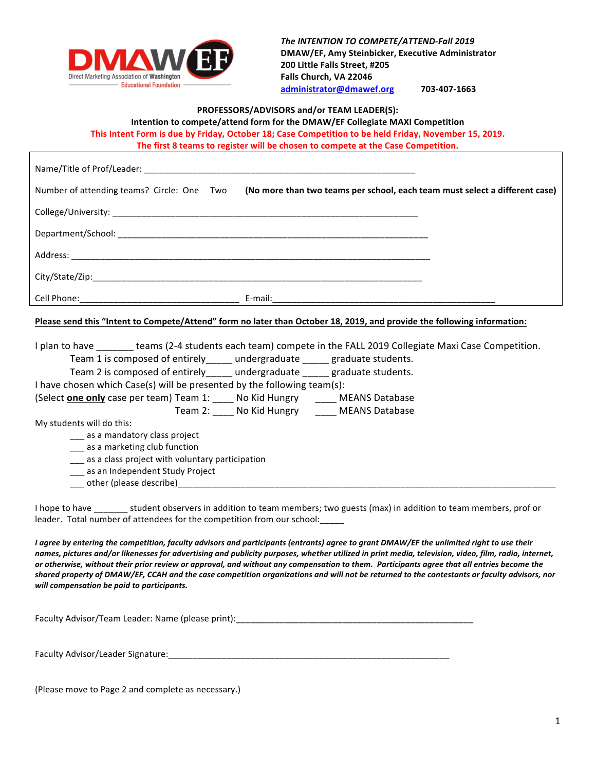DMAW EF
Direct Marketing Association of Washington
Educational Foundation

***The INTENTION TO COMPETE/ATTEND-Fall 2019***
**DMAW/EF, Amy Steinbicker, Executive Administrator**
**200 Little Falls Street, #205**
**Falls Church, VA 22046**
**administrator@dmawef.org** **703-407-1663**

**PROFESSORS/ADVISORS and/or TEAM LEADER(S):**
**Intention to compete/attend form for the DMAW/EF Collegiate MAXI Competition**
**This Intent Form is due by Friday, October 18; Case Competition to be held Friday, November 15, 2019.**
**The first 8 teams to register will be chosen to compete at the Case Competition.**

Name/Title of Prof/Leader: ___________________________________________________________

Number of attending teams? Circle: One Two **(No more than two teams per school, each team must select a different case)**

College/University: ____________________________________________________________

Department/School: ____________________________________________________________

Address: ____________________________________________________________________

City/State/Zip:_________________________________________________________________

Cell Phone:________________________________ E-mail:_______________________________________

**Please send this "Intent to Compete/Attend" form no later than October 18, 2019, and provide the following information:**

I plan to have _______ teams (2-4 students each team) compete in the FALL 2019 Collegiate Maxi Case Competition.
Team 1 is composed of entirely_____ undergraduate _____ graduate students.
Team 2 is composed of entirely_____ undergraduate _____ graduate students.
I have chosen which Case(s) will be presented by the following team(s):
(Select **one only** case per team) Team 1: ____ No Kid Hungry ____ MEANS Database
Team 2: ____ No Kid Hungry ____ MEANS Database

My students will do this:
- ___ as a mandatory class project
- ___ as a marketing club function
- ___ as a class project with voluntary participation
- ___ as an Independent Study Project
- ___ other (please describe)_______________________________________________________________

I hope to have _______ student observers in addition to team members; two guests (max) in addition to team members, prof or leader. Total number of attendees for the competition from our school:_____

***I agree by entering the competition, faculty advisors and participants (entrants) agree to grant DMAW/EF the unlimited right to use their names, pictures and/or likenesses for advertising and publicity purposes, whether utilized in print media, television, video, film, radio, internet, or otherwise, without their prior review or approval, and without any compensation to them. Participants agree that all entries become the shared property of DMAW/EF, CCAH and the case competition organizations and will not be returned to the contestants or faculty advisors, nor will compensation be paid to participants.***

Faculty Advisor/Team Leader: Name (please print):_________________________________________________

Faculty Advisor/Leader Signature:______________________________________________________________

(Please move to Page 2 and complete as necessary.)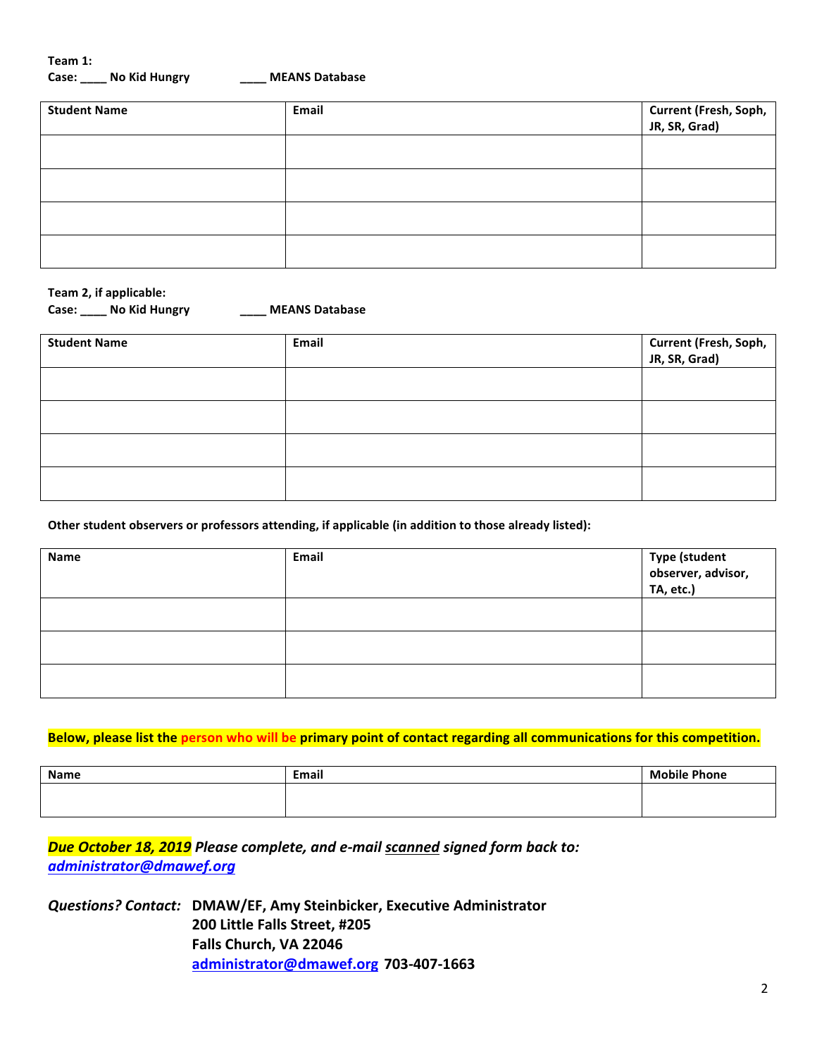**Team 1:**
**Case: ____ No Kid Hungry ____ MEANS Database**

| Student Name | Email | Current (Fresh, Soph, JR, SR, Grad) |
|---|---|---|
| | | |
| | | |
| | | |
| | | |

**Team 2, if applicable:**
**Case: ____ No Kid Hungry ____ MEANS Database**

| Student Name | Email | Current (Fresh, Soph, JR, SR, Grad) |
|---|---|---|
| | | |
| | | |
| | | |
| | | |

**Other student observers or professors attending, if applicable (in addition to those already listed):**

| Name | Email | Type (student observer, advisor, TA, etc.) |
|---|---|---|
| | | |
| | | |
| | | |

**Below, please list the person who will be primary point of contact regarding all communications for this competition.**

| Name | Email | Mobile Phone |
|---|---|---|
| | | |

***Due October 18, 2019* *Please complete, and e-mail scanned signed form back to:* *administrator@dmawef.org***

***Questions? Contact:*** **DMAW/EF, Amy Steinbicker, Executive Administrator**
**200 Little Falls Street, #205**
**Falls Church, VA 22046**
**administrator@dmawef.org 703-407-1663**